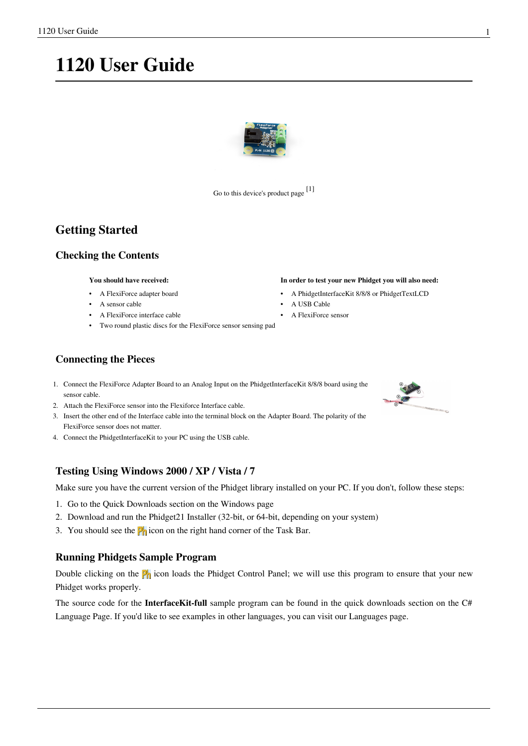# 1120 User Guide

Go to this device's product page [1]

## Getting Started

### Checking the Contents

**You should have received:**

- A FlexiForce adapter board
- A sensor cable
- A FlexiForce interface cable
- Two round plastic discs for the FlexiForce sensor sensing pad

**In order to test your new Phidget you will also need:**

- A PhidgetInterfaceKit 8/8/8 or PhidgetTextLCD
- A USB Cable
- A FlexiForce sensor

### Connecting the Pieces

1. Connect the FlexiForce Adapter Board to an Analog Input on the PhidgetInterfaceKit 8/8/8 board using the sensor cable.
2. Attach the FlexiForce sensor into the Flexiforce Interface cable.
3. Insert the other end of the Interface cable into the terminal block on the Adapter Board. The polarity of the FlexiForce sensor does not matter.
4. Connect the PhidgetInterfaceKit to your PC using the USB cable.

### Testing Using Windows 2000 / XP / Vista / 7

Make sure you have the current version of the Phidget library installed on your PC. If you don't, follow these steps:

1. Go to the Quick Downloads section on the Windows page
2. Download and run the Phidget21 Installer (32-bit, or 64-bit, depending on your system)
3. You should see the Ph icon on the right hand corner of the Task Bar.

### Running Phidgets Sample Program

Double clicking on the Ph icon loads the Phidget Control Panel; we will use this program to ensure that your new Phidget works properly.

The source code for the **InterfaceKit-full** sample program can be found in the quick downloads section on the C# Language Page. If you'd like to see examples in other languages, you can visit our Languages page.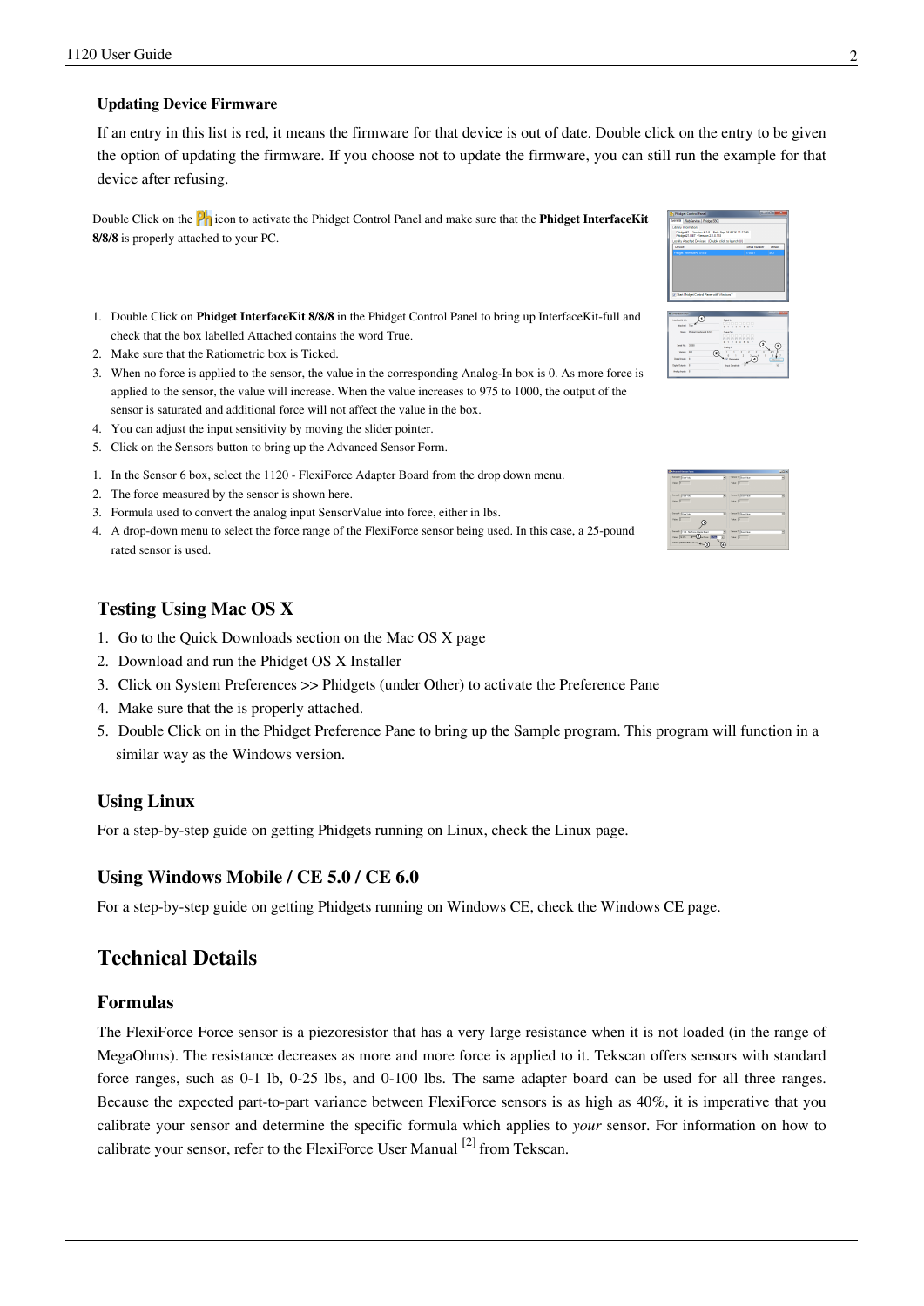**Updating Device Firmware**

If an entry in this list is red, it means the firmware for that device is out of date. Double click on the entry to be given the option of updating the firmware. If you choose not to update the firmware, you can still run the example for that device after refusing.

Double Click on the icon to activate the Phidget Control Panel and make sure that the **Phidget InterfaceKit 8/8/8** is properly attached to your PC.

1. Double Click on **Phidget InterfaceKit 8/8/8** in the Phidget Control Panel to bring up InterfaceKit-full and check that the box labelled Attached contains the word True.
2. Make sure that the Ratiometric box is Ticked.
3. When no force is applied to the sensor, the value in the corresponding Analog-In box is 0. As more force is applied to the sensor, the value will increase. When the value increases to 975 to 1000, the output of the sensor is saturated and additional force will not affect the value in the box.
4. You can adjust the input sensitivity by moving the slider pointer.
5. Click on the Sensors button to bring up the Advanced Sensor Form.

1. In the Sensor 6 box, select the 1120 - FlexiForce Adapter Board from the drop down menu.
2. The force measured by the sensor is shown here.
3. Formula used to convert the analog input SensorValue into force, either in lbs.
4. A drop-down menu to select the force range of the FlexiForce sensor being used. In this case, a 25-pound rated sensor is used.

## Testing Using Mac OS X

1. Go to the Quick Downloads section on the Mac OS X page
2. Download and run the Phidget OS X Installer
3. Click on System Preferences >> Phidgets (under Other) to activate the Preference Pane
4. Make sure that the is properly attached.
5. Double Click on in the Phidget Preference Pane to bring up the Sample program. This program will function in a similar way as the Windows version.

## Using Linux

For a step-by-step guide on getting Phidgets running on Linux, check the Linux page.

## Using Windows Mobile / CE 5.0 / CE 6.0

For a step-by-step guide on getting Phidgets running on Windows CE, check the Windows CE page.

# Technical Details

## Formulas

The FlexiForce Force sensor is a piezoresistor that has a very large resistance when it is not loaded (in the range of MegaOhms). The resistance decreases as more and more force is applied to it. Tekscan offers sensors with standard force ranges, such as 0-1 lb, 0-25 lbs, and 0-100 lbs. The same adapter board can be used for all three ranges. Because the expected part-to-part variance between FlexiForce sensors is as high as 40%, it is imperative that you calibrate your sensor and determine the specific formula which applies to *your* sensor. For information on how to calibrate your sensor, refer to the FlexiForce User Manual [2] from Tekscan.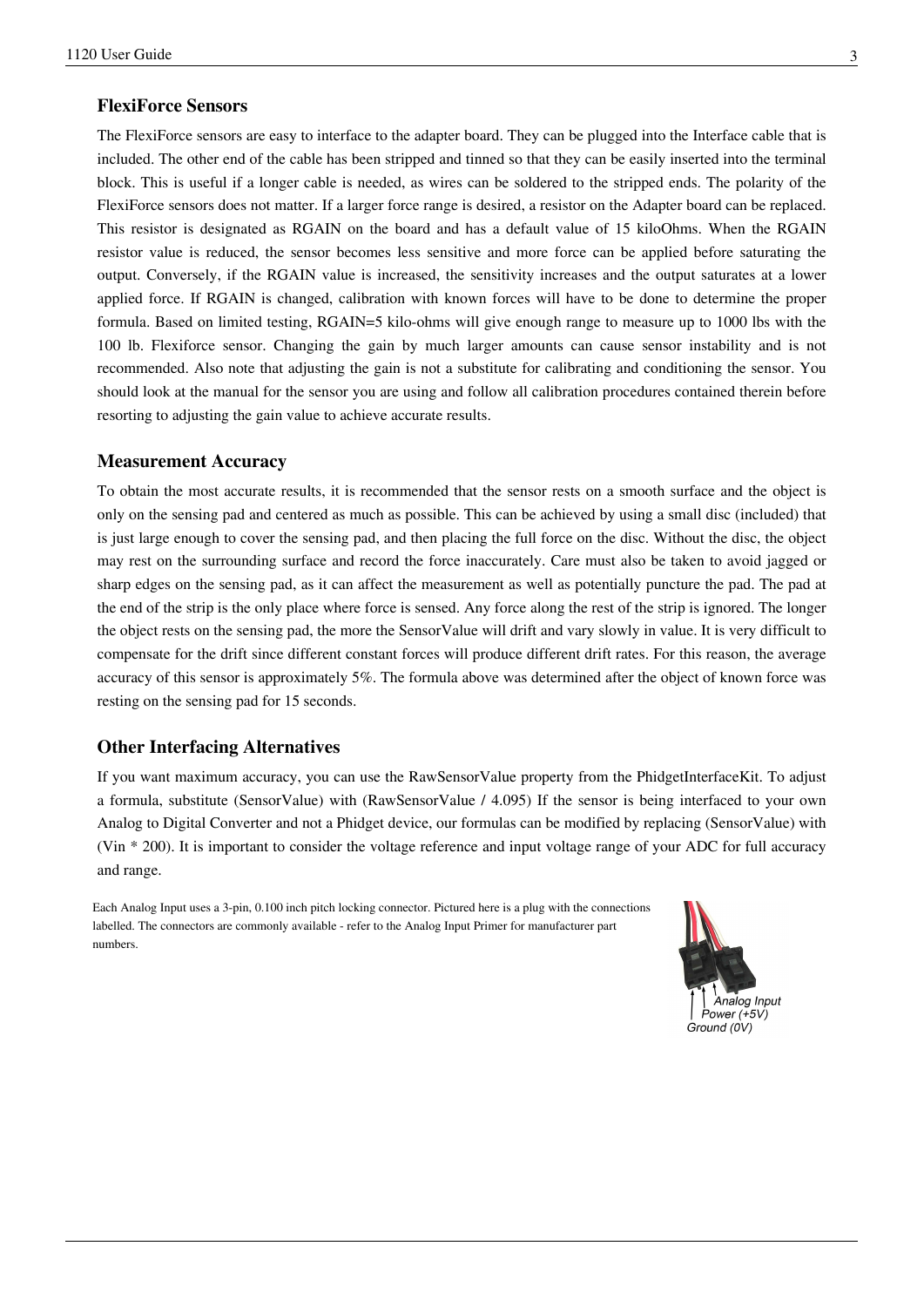### FlexiForce Sensors

The FlexiForce sensors are easy to interface to the adapter board. They can be plugged into the Interface cable that is included. The other end of the cable has been stripped and tinned so that they can be easily inserted into the terminal block. This is useful if a longer cable is needed, as wires can be soldered to the stripped ends. The polarity of the FlexiForce sensors does not matter. If a larger force range is desired, a resistor on the Adapter board can be replaced. This resistor is designated as RGAIN on the board and has a default value of 15 kiloOhms. When the RGAIN resistor value is reduced, the sensor becomes less sensitive and more force can be applied before saturating the output. Conversely, if the RGAIN value is increased, the sensitivity increases and the output saturates at a lower applied force. If RGAIN is changed, calibration with known forces will have to be done to determine the proper formula. Based on limited testing, RGAIN=5 kilo-ohms will give enough range to measure up to 1000 lbs with the 100 lb. Flexiforce sensor. Changing the gain by much larger amounts can cause sensor instability and is not recommended. Also note that adjusting the gain is not a substitute for calibrating and conditioning the sensor. You should look at the manual for the sensor you are using and follow all calibration procedures contained therein before resorting to adjusting the gain value to achieve accurate results.

### Measurement Accuracy

To obtain the most accurate results, it is recommended that the sensor rests on a smooth surface and the object is only on the sensing pad and centered as much as possible. This can be achieved by using a small disc (included) that is just large enough to cover the sensing pad, and then placing the full force on the disc. Without the disc, the object may rest on the surrounding surface and record the force inaccurately. Care must also be taken to avoid jagged or sharp edges on the sensing pad, as it can affect the measurement as well as potentially puncture the pad. The pad at the end of the strip is the only place where force is sensed. Any force along the rest of the strip is ignored. The longer the object rests on the sensing pad, the more the SensorValue will drift and vary slowly in value. It is very difficult to compensate for the drift since different constant forces will produce different drift rates. For this reason, the average accuracy of this sensor is approximately 5%. The formula above was determined after the object of known force was resting on the sensing pad for 15 seconds.

### Other Interfacing Alternatives

If you want maximum accuracy, you can use the RawSensorValue property from the PhidgetInterfaceKit. To adjust a formula, substitute (SensorValue) with (RawSensorValue / 4.095) If the sensor is being interfaced to your own Analog to Digital Converter and not a Phidget device, our formulas can be modified by replacing (SensorValue) with (Vin * 200). It is important to consider the voltage reference and input voltage range of your ADC for full accuracy and range.

Each Analog Input uses a 3-pin, 0.100 inch pitch locking connector. Pictured here is a plug with the connections labelled. The connectors are commonly available - refer to the Analog Input Primer for manufacturer part numbers.

Analog Input
Power (+5V)
Ground (0V)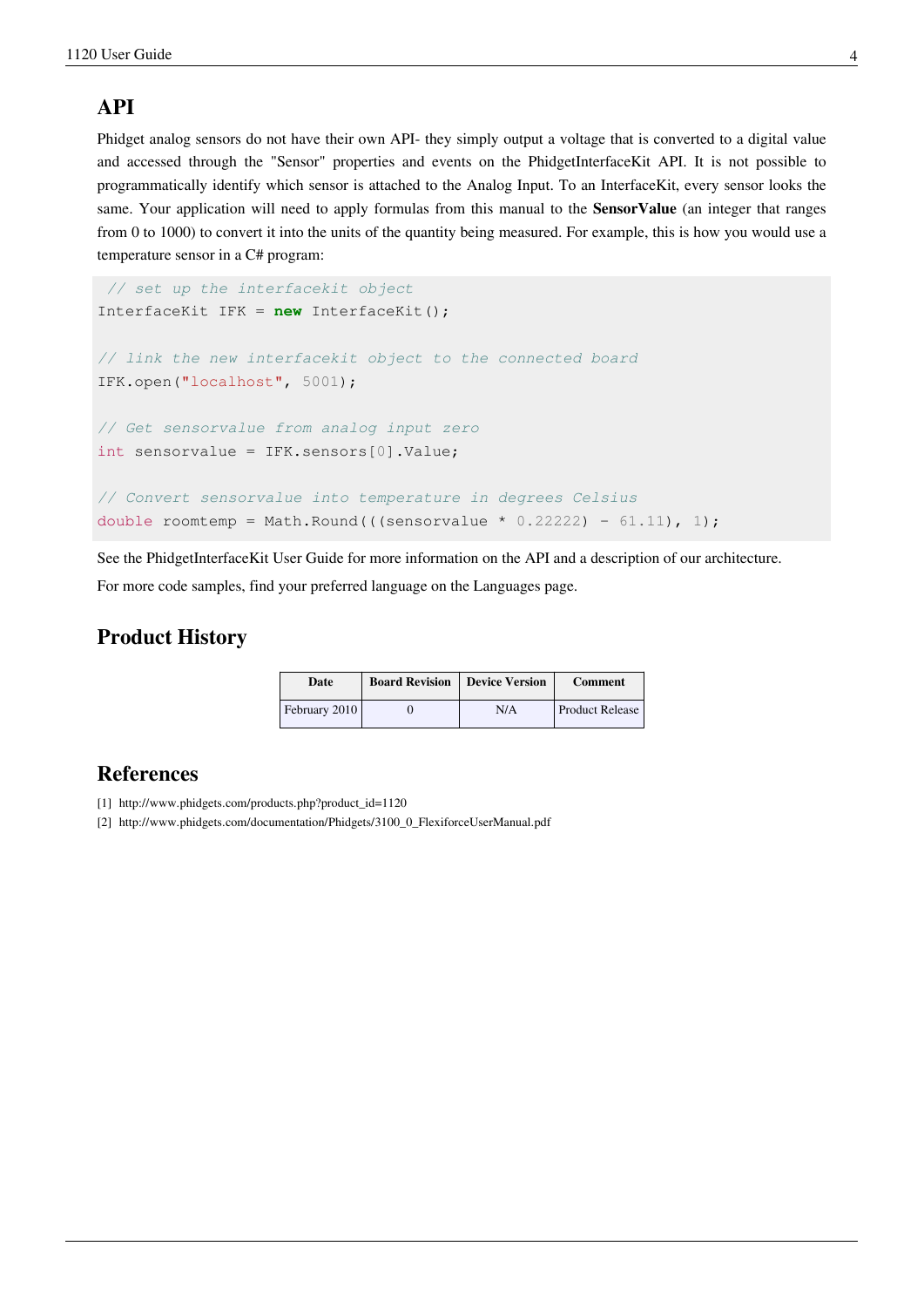## API

Phidget analog sensors do not have their own API- they simply output a voltage that is converted to a digital value and accessed through the "Sensor" properties and events on the PhidgetInterfaceKit API. It is not possible to programmatically identify which sensor is attached to the Analog Input. To an InterfaceKit, every sensor looks the same. Your application will need to apply formulas from this manual to the **SensorValue** (an integer that ranges from 0 to 1000) to convert it into the units of the quantity being measured. For example, this is how you would use a temperature sensor in a C# program:

```
 // set up the interfacekit object
InterfaceKit IFK = new InterfaceKit();

// link the new interfacekit object to the connected board
IFK.open("localhost", 5001);

// Get sensorvalue from analog input zero
int sensorvalue = IFK.sensors[0].Value;

// Convert sensorvalue into temperature in degrees Celsius
double roomtemp = Math.Round((sensorvalue * 0.22222) - 61.11), 1);
```

See the PhidgetInterfaceKit User Guide for more information on the API and a description of our architecture.

For more code samples, find your preferred language on the Languages page.

## Product History

| Date | Board Revision | Device Version | Comment |
|---|---|---|---|
| February 2010 | 0 | N/A | Product Release |

## References

[1] http://www.phidgets.com/products.php?product_id=1120

[2] http://www.phidgets.com/documentation/Phidgets/3100_0_FlexiforceUserManual.pdf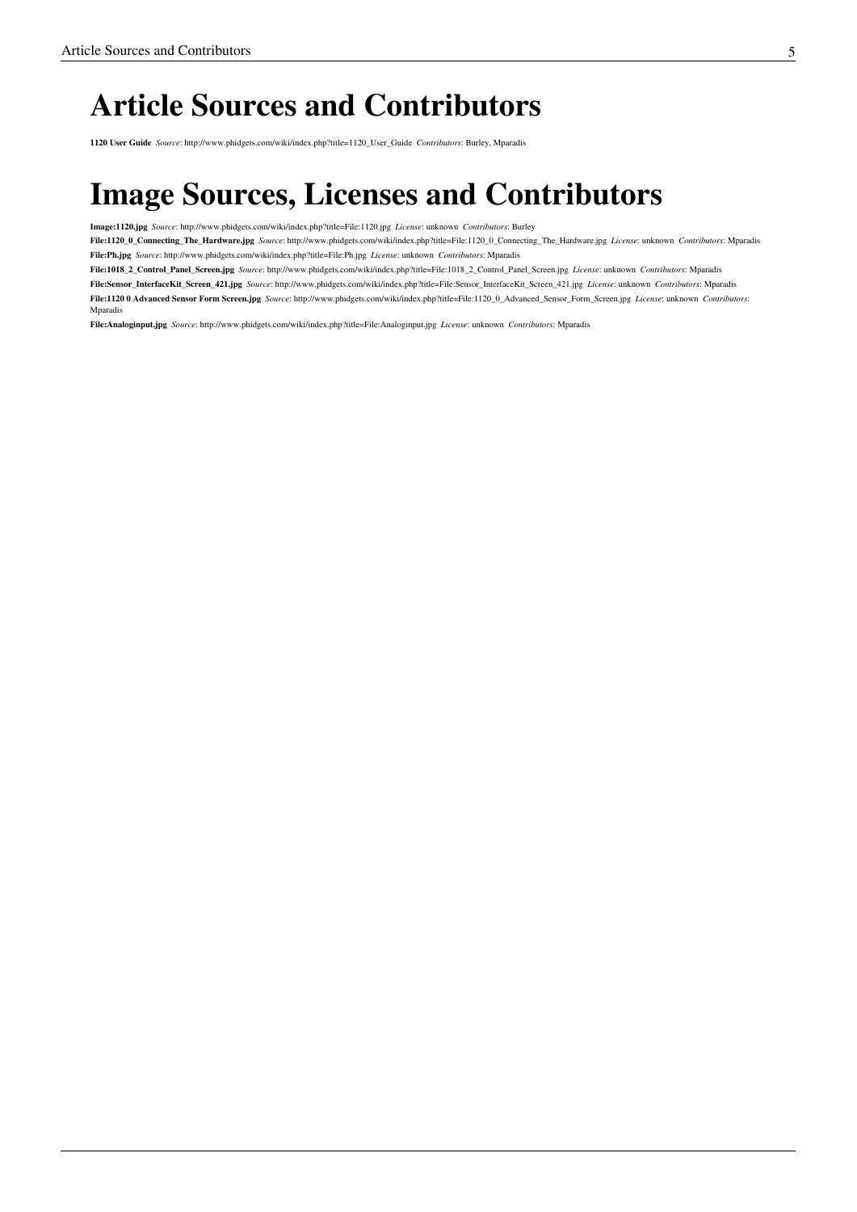# Article Sources and Contributors

**1120 User Guide** *Source*: http://www.phidgets.com/wiki/index.php?title=1120_User_Guide *Contributors*: Burley, Mparadis

# Image Sources, Licenses and Contributors

**Image:1120.jpg** *Source*: http://www.phidgets.com/wiki/index.php?title=File:1120.jpg *License*: unknown *Contributors*: Burley

**File:1120_0_Connecting_The_Hardware.jpg** *Source*: http://www.phidgets.com/wiki/index.php?title=File:1120_0_Connecting_The_Hardware.jpg *License*: unknown *Contributors*: Mparadis

**File:Ph.jpg** *Source*: http://www.phidgets.com/wiki/index.php?title=File:Ph.jpg *License*: unknown *Contributors*: Mparadis

**File:1018_2_Control_Panel_Screen.jpg** *Source*: http://www.phidgets.com/wiki/index.php?title=File:1018_2_Control_Panel_Screen.jpg *License*: unknown *Contributors*: Mparadis

**File:Sensor_InterfaceKit_Screen_421.jpg** *Source*: http://www.phidgets.com/wiki/index.php?title=File:Sensor_InterfaceKit_Screen_421.jpg *License*: unknown *Contributors*: Mparadis

**File:1120 0 Advanced Sensor Form Screen.jpg** *Source*: http://www.phidgets.com/wiki/index.php?title=File:1120_0_Advanced_Sensor_Form_Screen.jpg *License*: unknown *Contributors*: Mparadis

**File:Analoginput.jpg** *Source*: http://www.phidgets.com/wiki/index.php?title=File:Analoginput.jpg *License*: unknown *Contributors*: Mparadis